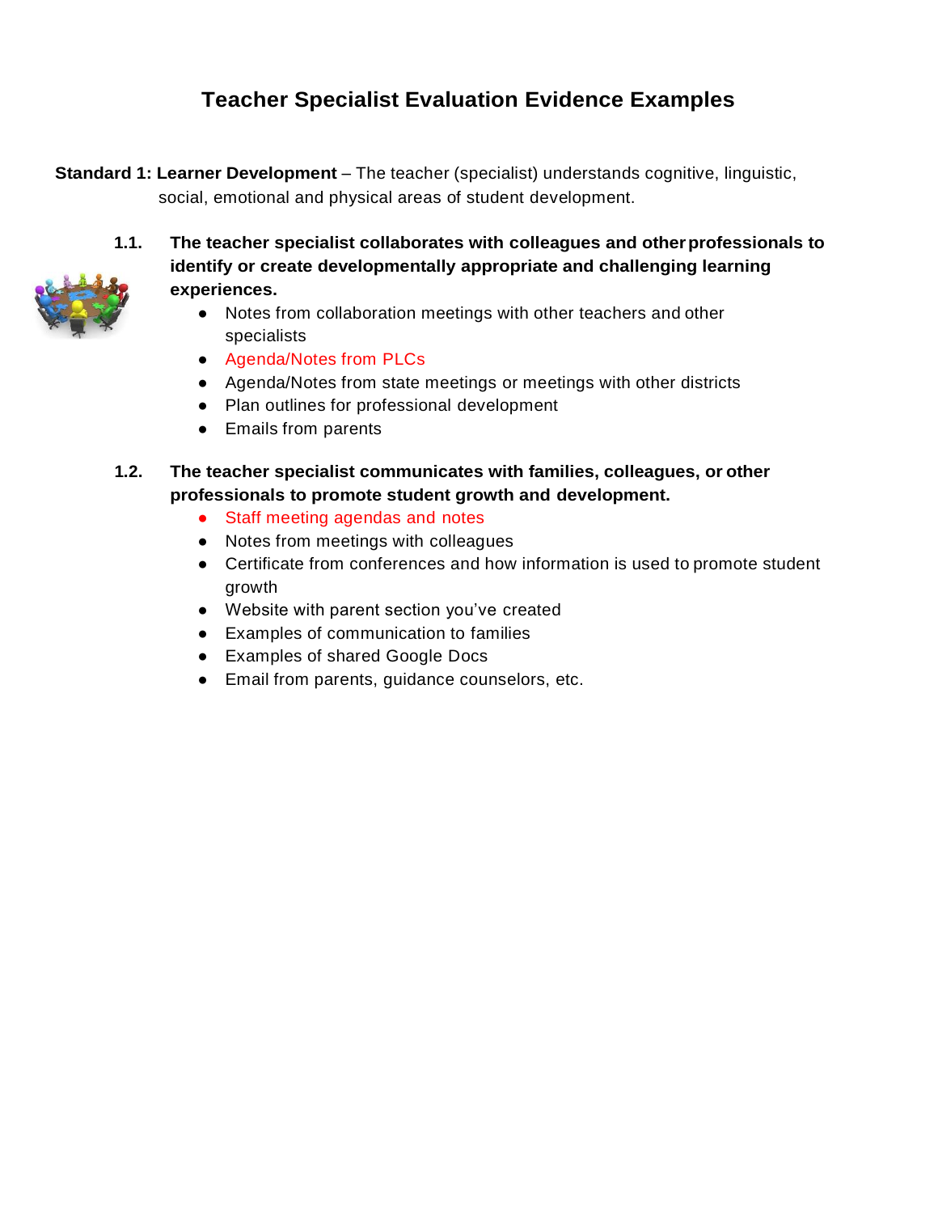# Teacher Specialist Evaluation Evidence Examples

**Standard 1: Learner Development** – The teacher (specialist) understands cognitive, linguistic, social, emotional and physical areas of student development.

**1.1. The teacher specialist collaborates with colleagues and other professionals to identify or create developmentally appropriate and challenging learning experiences.**

- Notes from collaboration meetings with other teachers and other specialists
- Agenda/Notes from PLCs
- Agenda/Notes from state meetings or meetings with other districts
- Plan outlines for professional development
- Emails from parents

**1.2. The teacher specialist communicates with families, colleagues, or other professionals to promote student growth and development.**

- Staff meeting agendas and notes
- Notes from meetings with colleagues
- Certificate from conferences and how information is used to promote student growth
- Website with parent section you've created
- Examples of communication to families
- Examples of shared Google Docs
- Email from parents, guidance counselors, etc.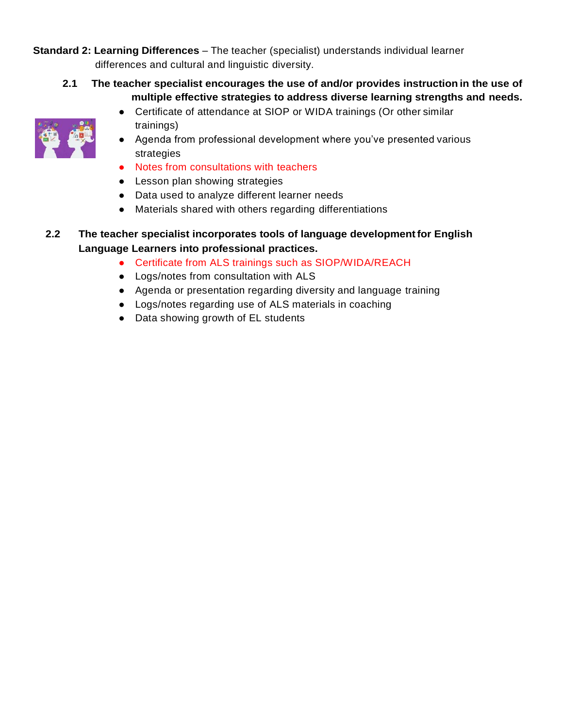**Standard 2: Learning Differences** – The teacher (specialist) understands individual learner differences and cultural and linguistic diversity.

**2.1 The teacher specialist encourages the use of and/or provides instruction in the use of multiple effective strategies to address diverse learning strengths and needs.**

- Certificate of attendance at SIOP or WIDA trainings (Or other similar trainings)
- Agenda from professional development where you've presented various strategies
- Notes from consultations with teachers
- Lesson plan showing strategies
- Data used to analyze different learner needs
- Materials shared with others regarding differentiations

**2.2 The teacher specialist incorporates tools of language development for English Language Learners into professional practices.**

- Certificate from ALS trainings such as SIOP/WIDA/REACH
- Logs/notes from consultation with ALS
- Agenda or presentation regarding diversity and language training
- Logs/notes regarding use of ALS materials in coaching
- Data showing growth of EL students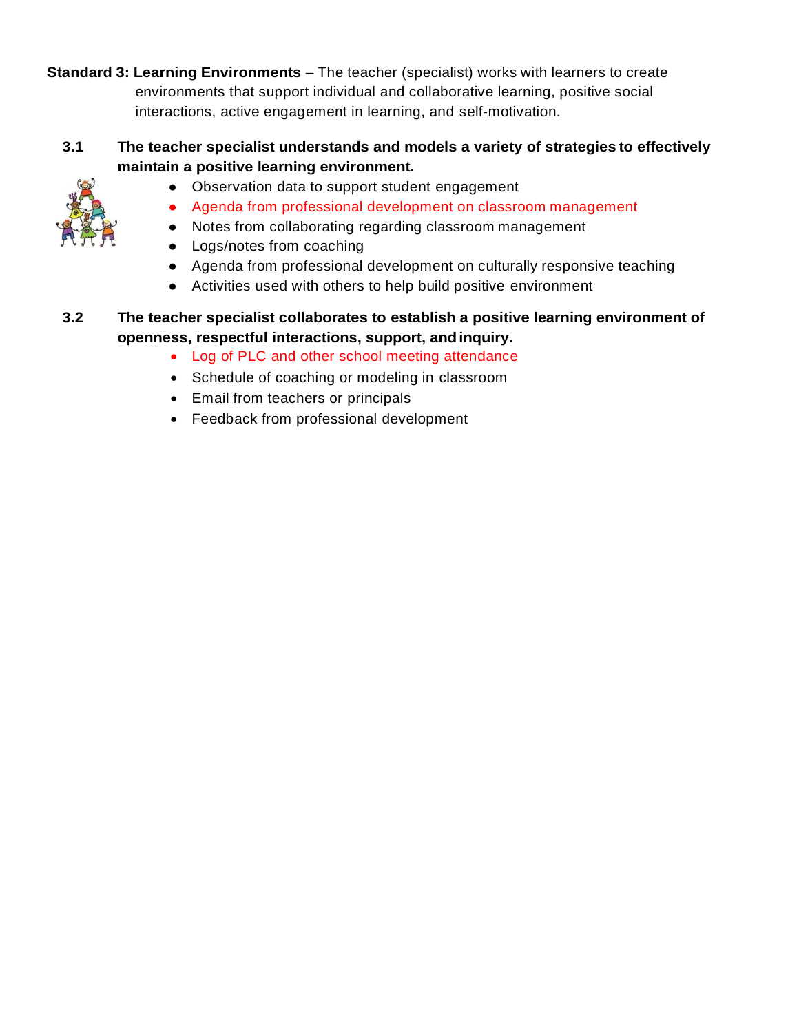**Standard 3: Learning Environments** – The teacher (specialist) works with learners to create environments that support individual and collaborative learning, positive social interactions, active engagement in learning, and self-motivation.

**3.1 The teacher specialist understands and models a variety of strategies to effectively maintain a positive learning environment.**

- Observation data to support student engagement
- Agenda from professional development on classroom management
- Notes from collaborating regarding classroom management
- Logs/notes from coaching
- Agenda from professional development on culturally responsive teaching
- Activities used with others to help build positive environment

**3.2 The teacher specialist collaborates to establish a positive learning environment of openness, respectful interactions, support, and inquiry.**

- Log of PLC and other school meeting attendance
- Schedule of coaching or modeling in classroom
- Email from teachers or principals
- Feedback from professional development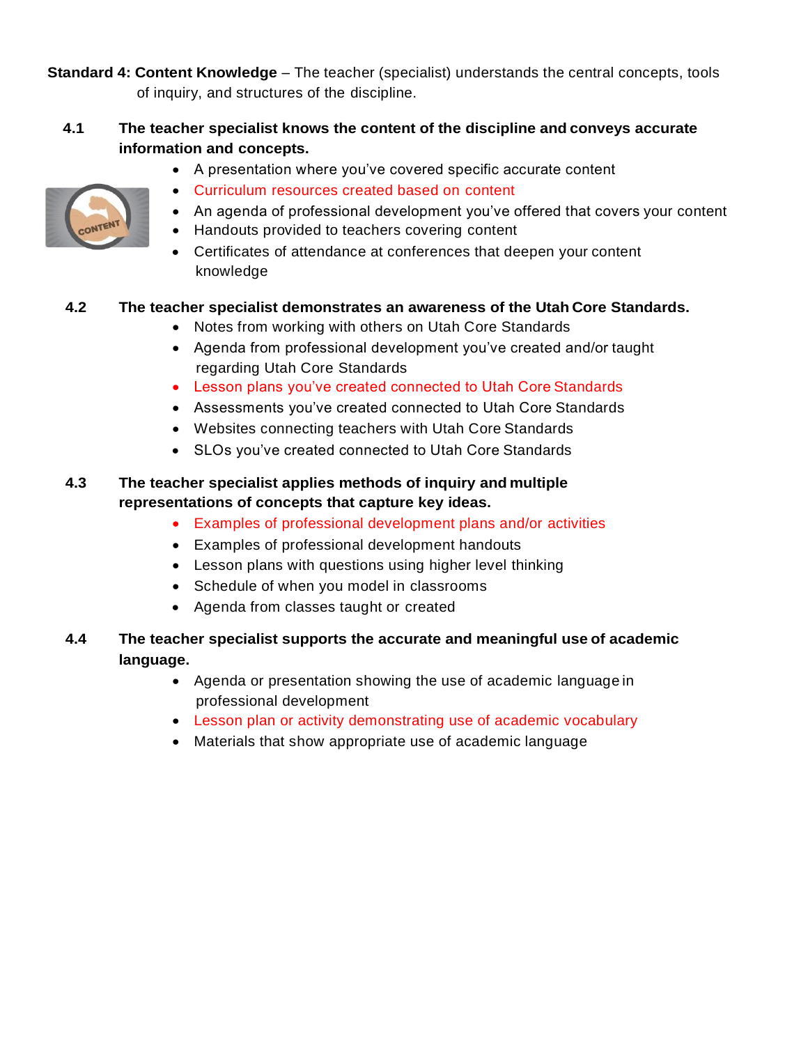**Standard 4: Content Knowledge** – The teacher (specialist) understands the central concepts, tools of inquiry, and structures of the discipline.

**4.1 The teacher specialist knows the content of the discipline and conveys accurate information and concepts.**

- A presentation where you've covered specific accurate content
- Curriculum resources created based on content
- An agenda of professional development you've offered that covers your content
- Handouts provided to teachers covering content
- Certificates of attendance at conferences that deepen your content knowledge

**4.2 The teacher specialist demonstrates an awareness of the Utah Core Standards.**

- Notes from working with others on Utah Core Standards
- Agenda from professional development you've created and/or taught regarding Utah Core Standards
- Lesson plans you've created connected to Utah Core Standards
- Assessments you've created connected to Utah Core Standards
- Websites connecting teachers with Utah Core Standards
- SLOs you've created connected to Utah Core Standards

**4.3 The teacher specialist applies methods of inquiry and multiple representations of concepts that capture key ideas.**

- Examples of professional development plans and/or activities
- Examples of professional development handouts
- Lesson plans with questions using higher level thinking
- Schedule of when you model in classrooms
- Agenda from classes taught or created

**4.4 The teacher specialist supports the accurate and meaningful use of academic language.**

- Agenda or presentation showing the use of academic language in professional development
- Lesson plan or activity demonstrating use of academic vocabulary
- Materials that show appropriate use of academic language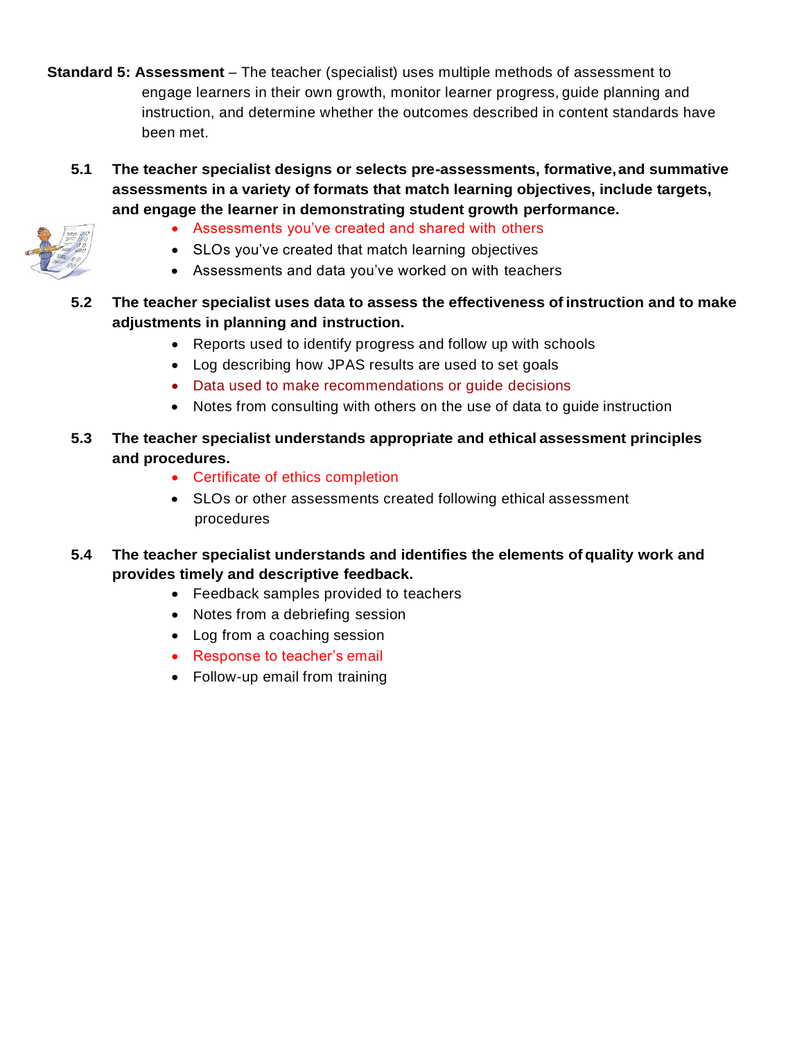**Standard 5: Assessment** – The teacher (specialist) uses multiple methods of assessment to engage learners in their own growth, monitor learner progress, guide planning and instruction, and determine whether the outcomes described in content standards have been met.

**5.1 The teacher specialist designs or selects pre-assessments, formative, and summative assessments in a variety of formats that match learning objectives, include targets, and engage the learner in demonstrating student growth performance.**

- Assessments you've created and shared with others
- SLOs you've created that match learning objectives
- Assessments and data you've worked on with teachers

**5.2 The teacher specialist uses data to assess the effectiveness of instruction and to make adjustments in planning and instruction.**

- Reports used to identify progress and follow up with schools
- Log describing how JPAS results are used to set goals
- Data used to make recommendations or guide decisions
- Notes from consulting with others on the use of data to guide instruction

**5.3 The teacher specialist understands appropriate and ethical assessment principles and procedures.**

- Certificate of ethics completion
- SLOs or other assessments created following ethical assessment procedures

**5.4 The teacher specialist understands and identifies the elements of quality work and provides timely and descriptive feedback.**

- Feedback samples provided to teachers
- Notes from a debriefing session
- Log from a coaching session
- Response to teacher's email
- Follow-up email from training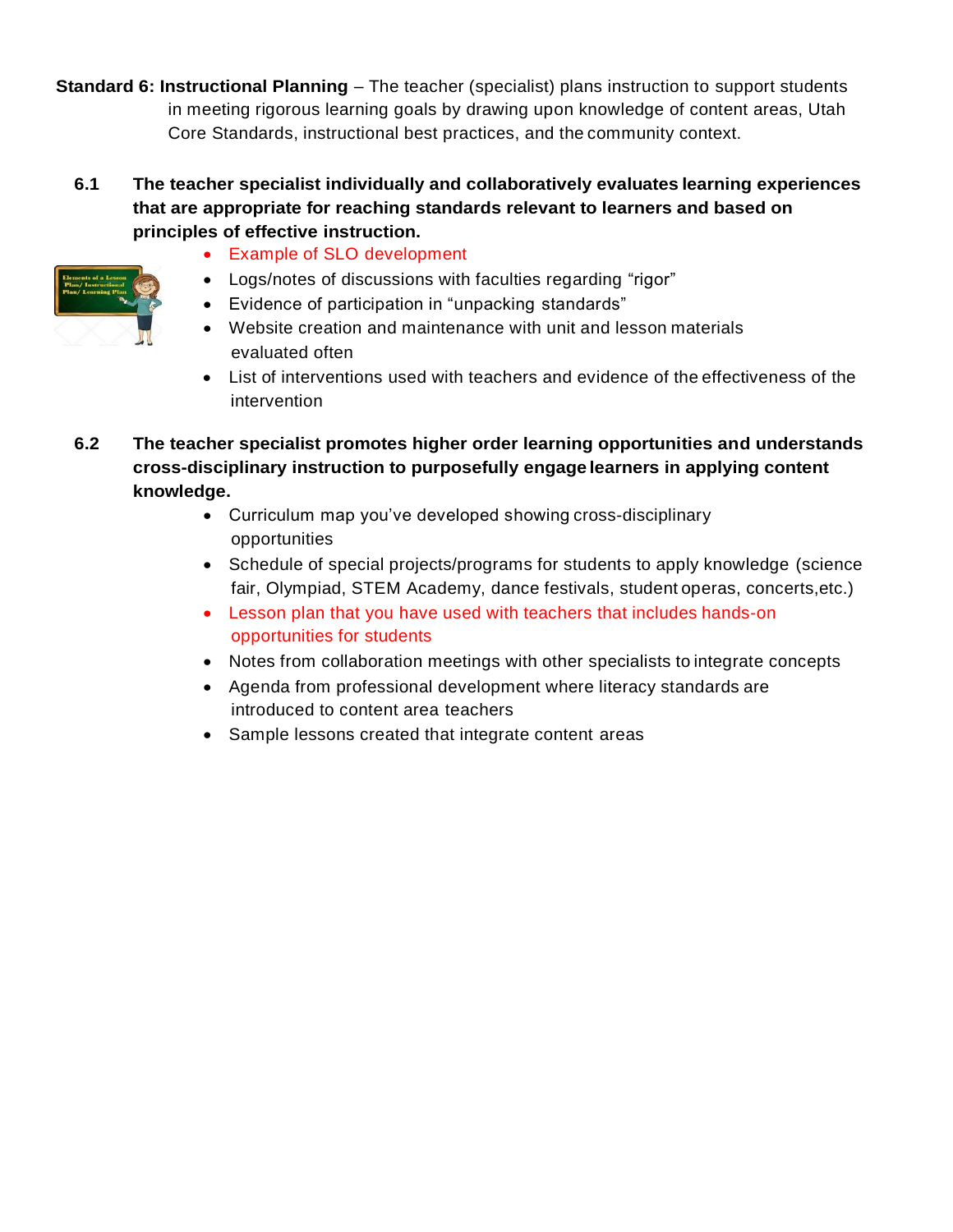**Standard 6: Instructional Planning** – The teacher (specialist) plans instruction to support students in meeting rigorous learning goals by drawing upon knowledge of content areas, Utah Core Standards, instructional best practices, and the community context.

**6.1 The teacher specialist individually and collaboratively evaluates learning experiences that are appropriate for reaching standards relevant to learners and based on principles of effective instruction.**

- Example of SLO development
- Logs/notes of discussions with faculties regarding "rigor"
- Evidence of participation in "unpacking standards"
- Website creation and maintenance with unit and lesson materials evaluated often
- List of interventions used with teachers and evidence of the effectiveness of the intervention

**6.2 The teacher specialist promotes higher order learning opportunities and understands cross-disciplinary instruction to purposefully engage learners in applying content knowledge.**

- Curriculum map you've developed showing cross-disciplinary opportunities
- Schedule of special projects/programs for students to apply knowledge (science fair, Olympiad, STEM Academy, dance festivals, student operas, concerts,etc.)
- Lesson plan that you have used with teachers that includes hands-on opportunities for students
- Notes from collaboration meetings with other specialists to integrate concepts
- Agenda from professional development where literacy standards are introduced to content area teachers
- Sample lessons created that integrate content areas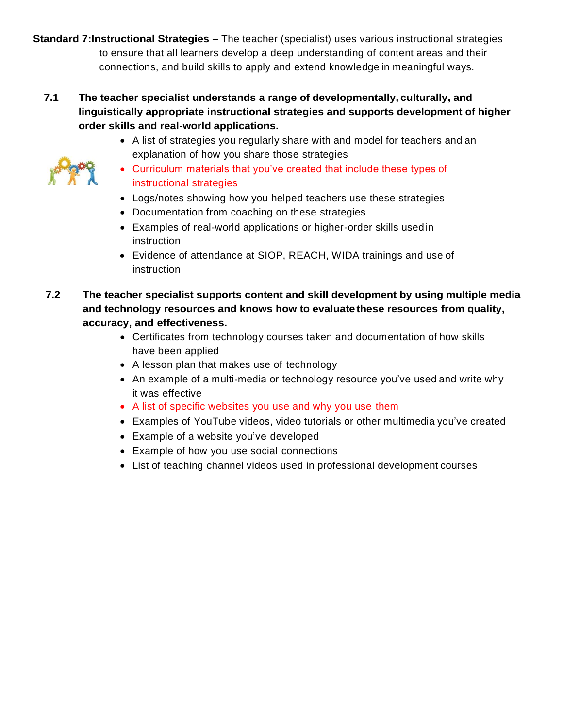**Standard 7:Instructional Strategies** – The teacher (specialist) uses various instructional strategies to ensure that all learners develop a deep understanding of content areas and their connections, and build skills to apply and extend knowledge in meaningful ways.

**7.1 The teacher specialist understands a range of developmentally, culturally, and linguistically appropriate instructional strategies and supports development of higher order skills and real-world applications.**

- A list of strategies you regularly share with and model for teachers and an explanation of how you share those strategies
- Curriculum materials that you've created that include these types of instructional strategies
- Logs/notes showing how you helped teachers use these strategies
- Documentation from coaching on these strategies
- Examples of real-world applications or higher-order skills used in instruction
- Evidence of attendance at SIOP, REACH, WIDA trainings and use of instruction

**7.2 The teacher specialist supports content and skill development by using multiple media and technology resources and knows how to evaluate these resources from quality, accuracy, and effectiveness.**

- Certificates from technology courses taken and documentation of how skills have been applied
- A lesson plan that makes use of technology
- An example of a multi-media or technology resource you've used and write why it was effective
- A list of specific websites you use and why you use them
- Examples of YouTube videos, video tutorials or other multimedia you've created
- Example of a website you've developed
- Example of how you use social connections
- List of teaching channel videos used in professional development courses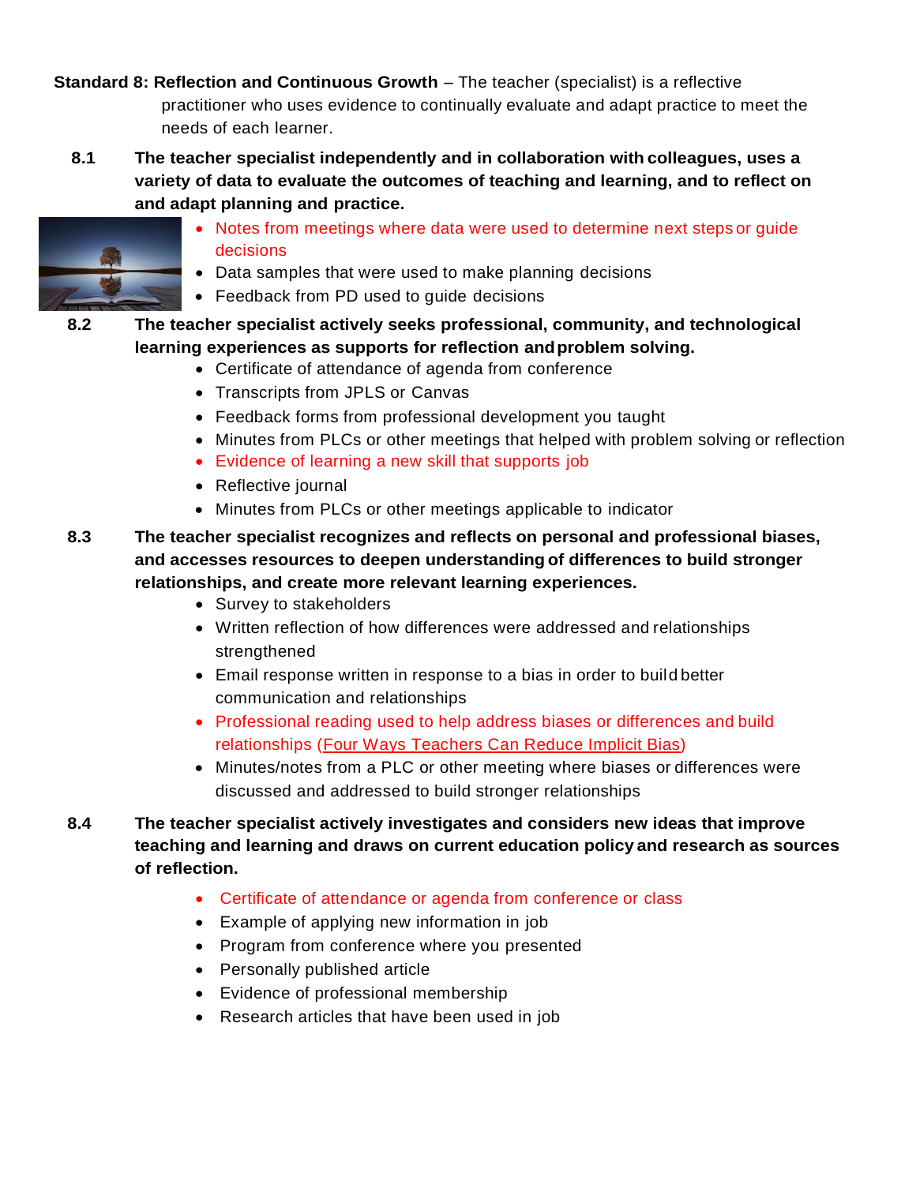**Standard 8: Reflection and Continuous Growth** – The teacher (specialist) is a reflective practitioner who uses evidence to continually evaluate and adapt practice to meet the needs of each learner.

**8.1 The teacher specialist independently and in collaboration with colleagues, uses a variety of data to evaluate the outcomes of teaching and learning, and to reflect on and adapt planning and practice.**

- Notes from meetings where data were used to determine next steps or guide decisions
- Data samples that were used to make planning decisions
- Feedback from PD used to guide decisions

**8.2 The teacher specialist actively seeks professional, community, and technological learning experiences as supports for reflection and problem solving.**

- Certificate of attendance of agenda from conference
- Transcripts from JPLS or Canvas
- Feedback forms from professional development you taught
- Minutes from PLCs or other meetings that helped with problem solving or reflection
- Evidence of learning a new skill that supports job
- Reflective journal
- Minutes from PLCs or other meetings applicable to indicator

**8.3 The teacher specialist recognizes and reflects on personal and professional biases, and accesses resources to deepen understanding of differences to build stronger relationships, and create more relevant learning experiences.**

- Survey to stakeholders
- Written reflection of how differences were addressed and relationships strengthened
- Email response written in response to a bias in order to build better communication and relationships
- Professional reading used to help address biases or differences and build relationships (Four Ways Teachers Can Reduce Implicit Bias)
- Minutes/notes from a PLC or other meeting where biases or differences were discussed and addressed to build stronger relationships

**8.4 The teacher specialist actively investigates and considers new ideas that improve teaching and learning and draws on current education policy and research as sources of reflection.**

- Certificate of attendance or agenda from conference or class
- Example of applying new information in job
- Program from conference where you presented
- Personally published article
- Evidence of professional membership
- Research articles that have been used in job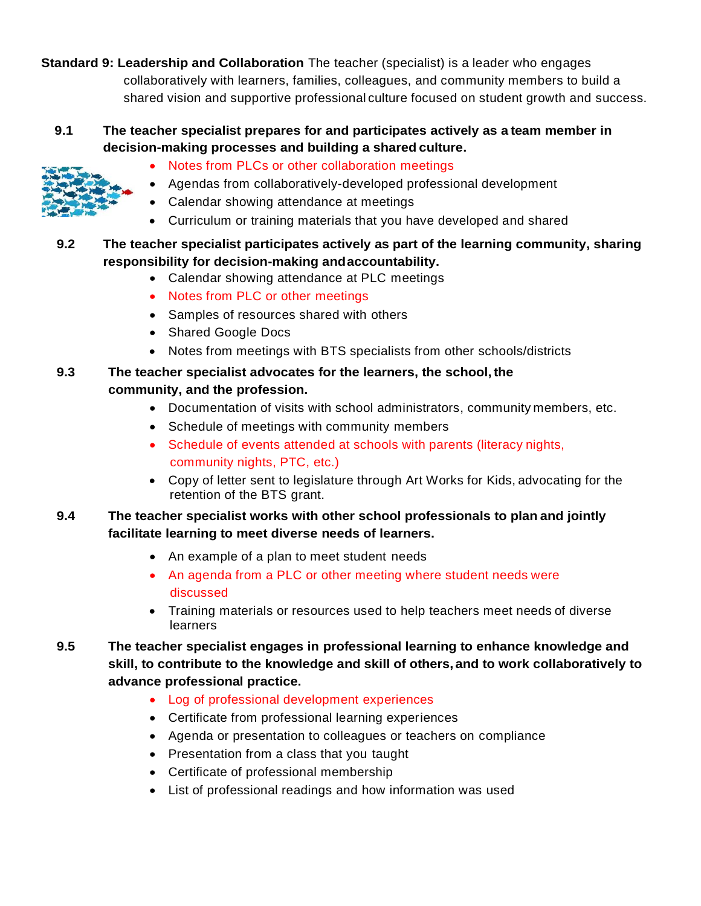**Standard 9: Leadership and Collaboration** The teacher (specialist) is a leader who engages collaboratively with learners, families, colleagues, and community members to build a shared vision and supportive professional culture focused on student growth and success.

**9.1 The teacher specialist prepares for and participates actively as a team member in decision-making processes and building a shared culture.**

- Notes from PLCs or other collaboration meetings
- Agendas from collaboratively-developed professional development
- Calendar showing attendance at meetings
- Curriculum or training materials that you have developed and shared

**9.2 The teacher specialist participates actively as part of the learning community, sharing responsibility for decision-making and accountability.**

- Calendar showing attendance at PLC meetings
- Notes from PLC or other meetings
- Samples of resources shared with others
- Shared Google Docs
- Notes from meetings with BTS specialists from other schools/districts

**9.3 The teacher specialist advocates for the learners, the school, the community, and the profession.**

- Documentation of visits with school administrators, community members, etc.
- Schedule of meetings with community members
- Schedule of events attended at schools with parents (literacy nights, community nights, PTC, etc.)
- Copy of letter sent to legislature through Art Works for Kids, advocating for the retention of the BTS grant.

**9.4 The teacher specialist works with other school professionals to plan and jointly facilitate learning to meet diverse needs of learners.**

- An example of a plan to meet student needs
- An agenda from a PLC or other meeting where student needs were discussed
- Training materials or resources used to help teachers meet needs of diverse learners

**9.5 The teacher specialist engages in professional learning to enhance knowledge and skill, to contribute to the knowledge and skill of others, and to work collaboratively to advance professional practice.**

- Log of professional development experiences
- Certificate from professional learning experiences
- Agenda or presentation to colleagues or teachers on compliance
- Presentation from a class that you taught
- Certificate of professional membership
- List of professional readings and how information was used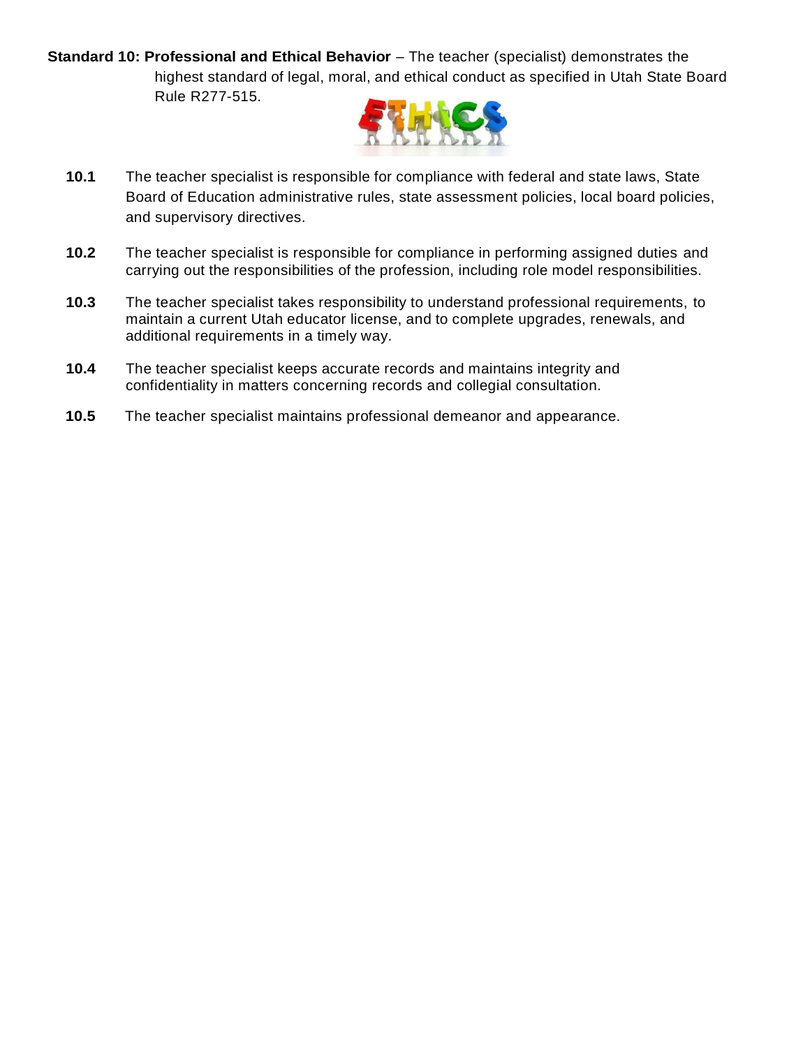**Standard 10: Professional and Ethical Behavior** – The teacher (specialist) demonstrates the highest standard of legal, moral, and ethical conduct as specified in Utah State Board Rule R277-515.

**10.1** The teacher specialist is responsible for compliance with federal and state laws, State Board of Education administrative rules, state assessment policies, local board policies, and supervisory directives.

**10.2** The teacher specialist is responsible for compliance in performing assigned duties and carrying out the responsibilities of the profession, including role model responsibilities.

**10.3** The teacher specialist takes responsibility to understand professional requirements, to maintain a current Utah educator license, and to complete upgrades, renewals, and additional requirements in a timely way.

**10.4** The teacher specialist keeps accurate records and maintains integrity and confidentiality in matters concerning records and collegial consultation.

**10.5** The teacher specialist maintains professional demeanor and appearance.